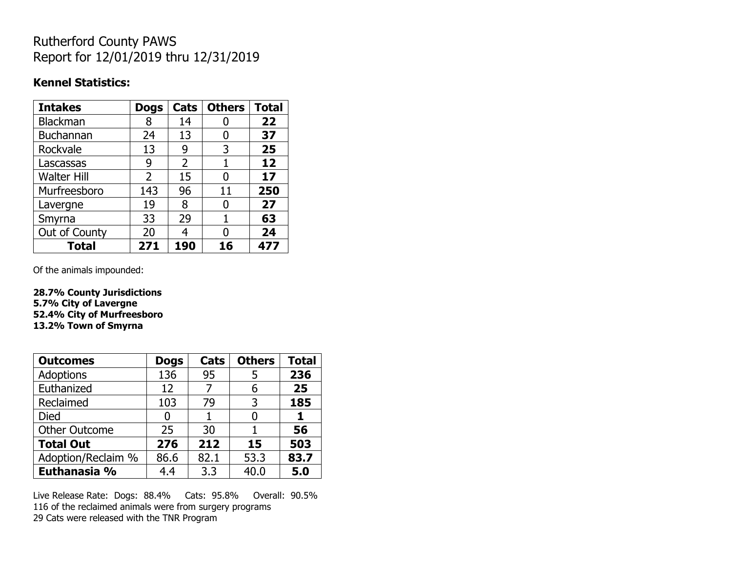# Rutherford County PAWS
Report for 12/01/2019 thru 12/31/2019

### Kennel Statistics:

| Intakes | Dogs | Cats | Others | Total |
|---|---|---|---|---|
| Blackman | 8 | 14 | 0 | **22** |
| Buchannan | 24 | 13 | 0 | **37** |
| Rockvale | 13 | 9 | 3 | **25** |
| Lascassas | 9 | 2 | 1 | **12** |
| Walter Hill | 2 | 15 | 0 | **17** |
| Murfreesboro | 143 | 96 | 11 | **250** |
| Lavergne | 19 | 8 | 0 | **27** |
| Smyrna | 33 | 29 | 1 | **63** |
| Out of County | 20 | 4 | 0 | **24** |
| **Total** | **271** | **190** | **16** | **477** |

Of the animals impounded:

**28.7% County Jurisdictions**
**5.7% City of Lavergne**
**52.4% City of Murfreesboro**
**13.2% Town of Smyrna**

| Outcomes | Dogs | Cats | Others | Total |
|---|---|---|---|---|
| Adoptions | 136 | 95 | 5 | **236** |
| Euthanized | 12 | 7 | 6 | **25** |
| Reclaimed | 103 | 79 | 3 | **185** |
| Died | 0 | 1 | 0 | **1** |
| Other Outcome | 25 | 30 | 1 | **56** |
| **Total Out** | **276** | **212** | **15** | **503** |
| Adoption/Reclaim % | 86.6 | 82.1 | 53.3 | **83.7** |
| **Euthanasia %** | 4.4 | 3.3 | 40.0 | **5.0** |

Live Release Rate: Dogs: 88.4% Cats: 95.8% Overall: 90.5%
116 of the reclaimed animals were from surgery programs
29 Cats were released with the TNR Program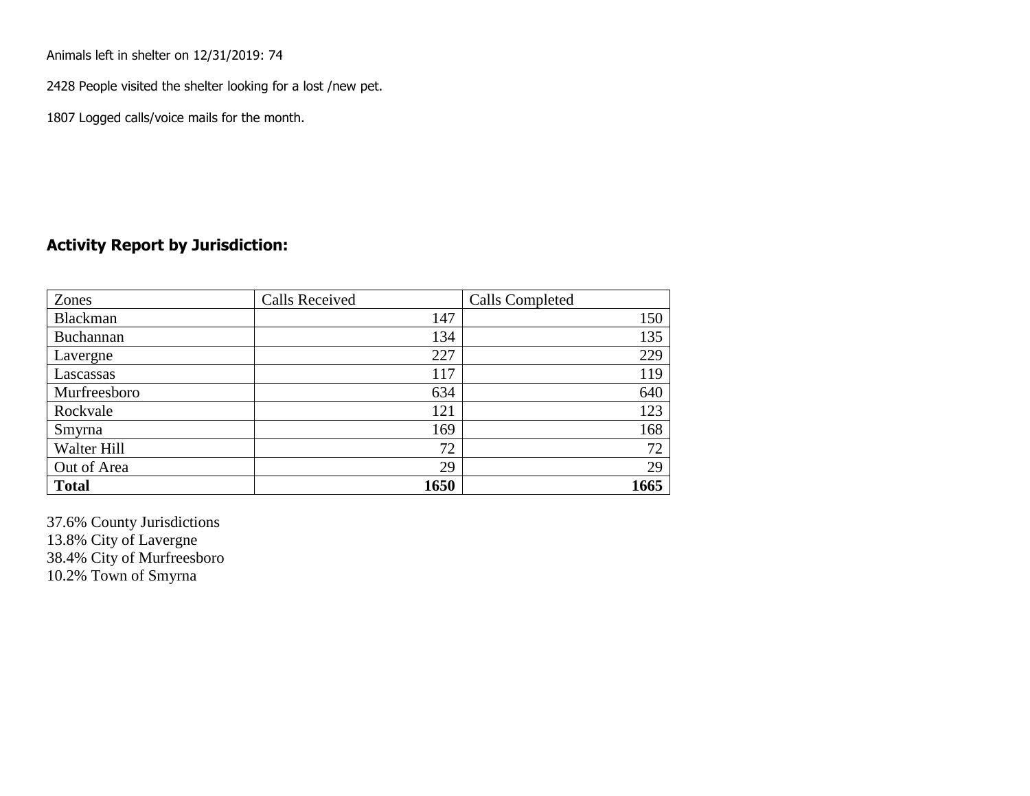Animals left in shelter on 12/31/2019: 74

2428 People visited the shelter looking for a lost /new pet.

1807 Logged calls/voice mails for the month.

## Activity Report by Jurisdiction:

| Zones | Calls Received | Calls Completed |
|---|---|---|
| Blackman | 147 | 150 |
| Buchannan | 134 | 135 |
| Lavergne | 227 | 229 |
| Lascassas | 117 | 119 |
| Murfreesboro | 634 | 640 |
| Rockvale | 121 | 123 |
| Smyrna | 169 | 168 |
| Walter Hill | 72 | 72 |
| Out of Area | 29 | 29 |
| **Total** | **1650** | **1665** |

37.6% County Jurisdictions
13.8% City of Lavergne
38.4% City of Murfreesboro
10.2% Town of Smyrna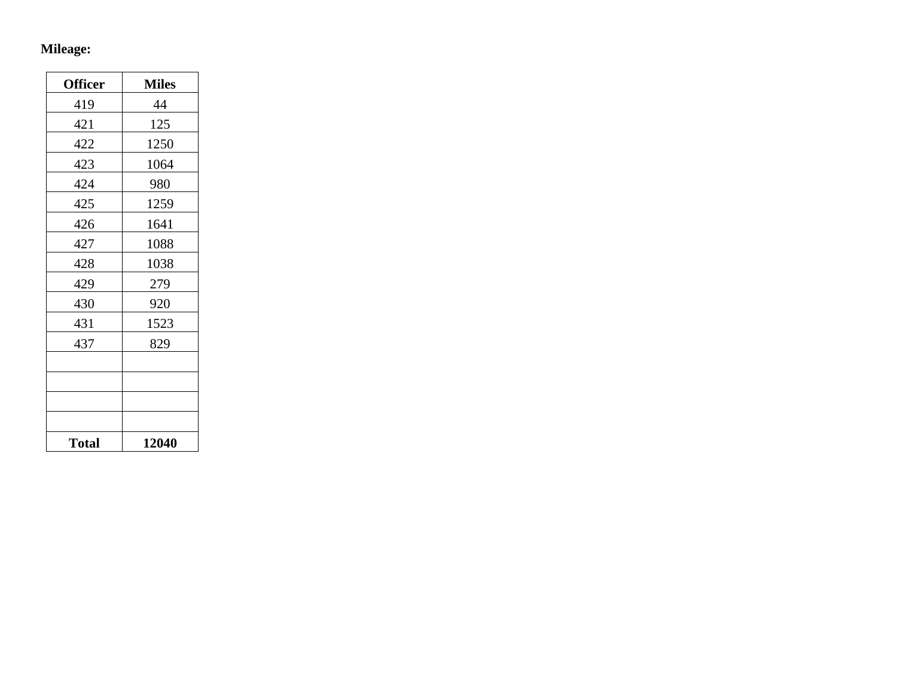**Mileage:**

| Officer | Miles |
|---|---|
| 419 | 44 |
| 421 | 125 |
| 422 | 1250 |
| 423 | 1064 |
| 424 | 980 |
| 425 | 1259 |
| 426 | 1641 |
| 427 | 1088 |
| 428 | 1038 |
| 429 | 279 |
| 430 | 920 |
| 431 | 1523 |
| 437 | 829 |
| | |
| | |
| | |
| | |
| **Total** | **12040** |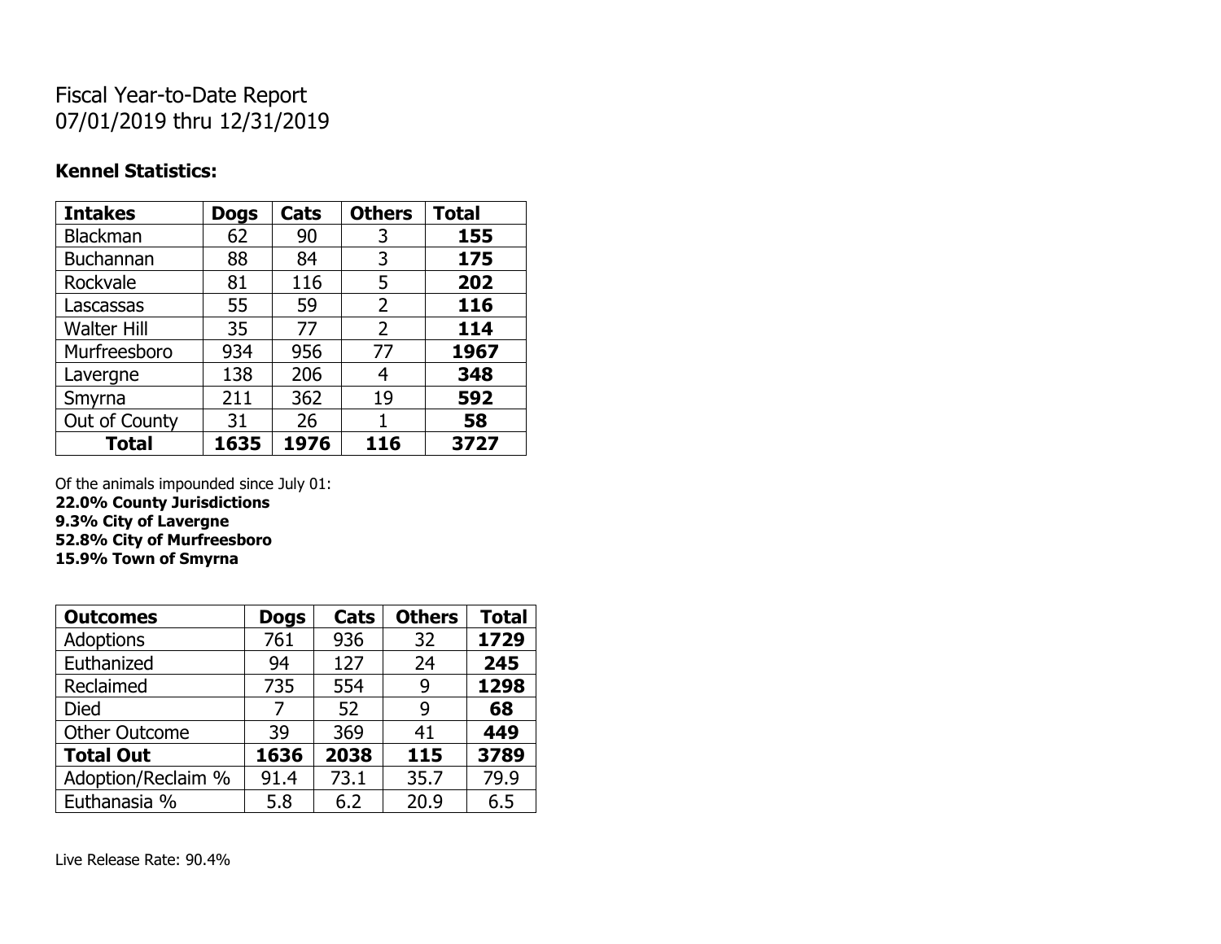Fiscal Year-to-Date Report
07/01/2019 thru 12/31/2019

**Kennel Statistics:**

| **Intakes** | **Dogs** | **Cats** | **Others** | **Total** |
|---|---|---|---|---|
| Blackman | 62 | 90 | 3 | **155** |
| Buchannan | 88 | 84 | 3 | **175** |
| Rockvale | 81 | 116 | 5 | **202** |
| Lascassas | 55 | 59 | 2 | **116** |
| Walter Hill | 35 | 77 | 2 | **114** |
| Murfreesboro | 934 | 956 | 77 | **1967** |
| Lavergne | 138 | 206 | 4 | **348** |
| Smyrna | 211 | 362 | 19 | **592** |
| Out of County | 31 | 26 | 1 | **58** |
| **Total** | **1635** | **1976** | **116** | **3727** |

Of the animals impounded since July 01:
**22.0% County Jurisdictions**
**9.3% City of Lavergne**
**52.8% City of Murfreesboro**
**15.9% Town of Smyrna**

| **Outcomes** | **Dogs** | **Cats** | **Others** | **Total** |
|---|---|---|---|---|
| Adoptions | 761 | 936 | 32 | **1729** |
| Euthanized | 94 | 127 | 24 | **245** |
| Reclaimed | 735 | 554 | 9 | **1298** |
| Died | 7 | 52 | 9 | **68** |
| Other Outcome | 39 | 369 | 41 | **449** |
| **Total Out** | **1636** | **2038** | **115** | **3789** |
| Adoption/Reclaim % | 91.4 | 73.1 | 35.7 | 79.9 |
| Euthanasia % | 5.8 | 6.2 | 20.9 | 6.5 |

Live Release Rate: 90.4%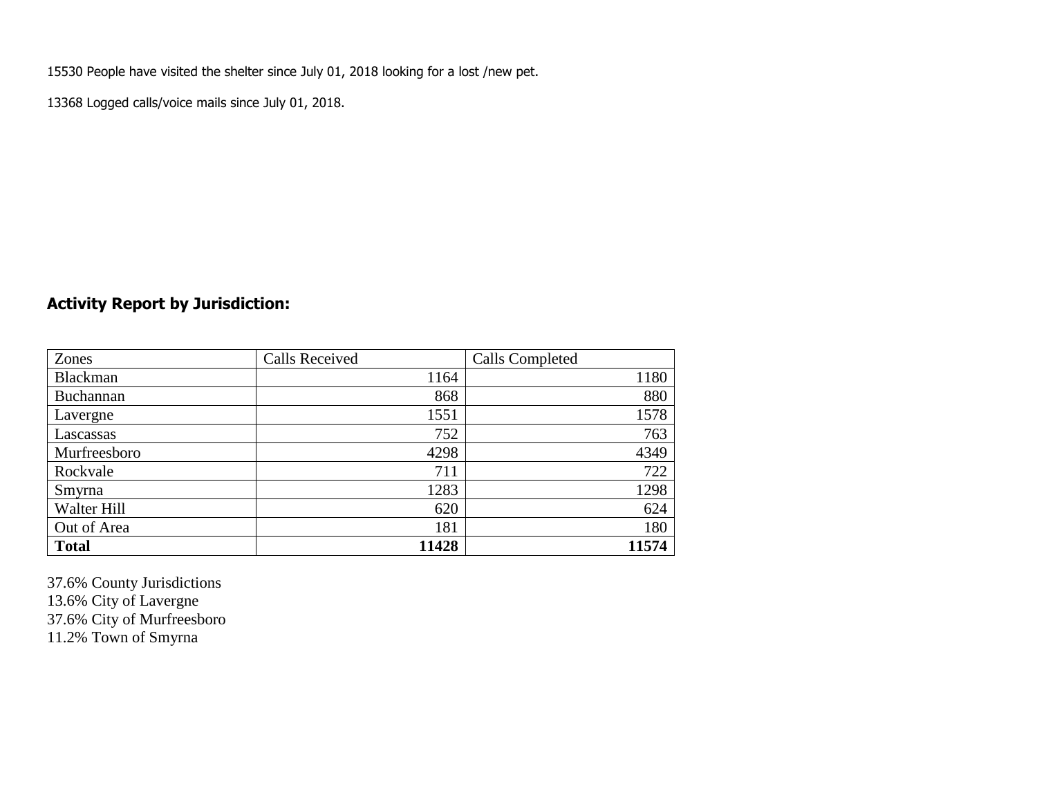15530 People have visited the shelter since July 01, 2018 looking for a lost /new pet.

13368 Logged calls/voice mails since July 01, 2018.

## Activity Report by Jurisdiction:

| Zones | Calls Received | Calls Completed |
|---|---|---|
| Blackman | 1164 | 1180 |
| Buchannan | 868 | 880 |
| Lavergne | 1551 | 1578 |
| Lascassas | 752 | 763 |
| Murfreesboro | 4298 | 4349 |
| Rockvale | 711 | 722 |
| Smyrna | 1283 | 1298 |
| Walter Hill | 620 | 624 |
| Out of Area | 181 | 180 |
| **Total** | **11428** | **11574** |

37.6% County Jurisdictions
13.6% City of Lavergne
37.6% City of Murfreesboro
11.2% Town of Smyrna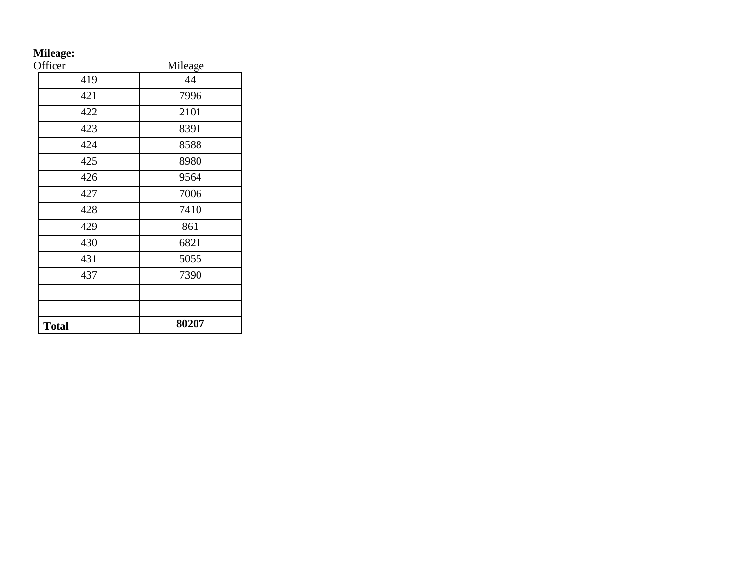**Mileage:**

| Officer | Mileage |
| --- | --- |
| 419 | 44 |
| 421 | 7996 |
| 422 | 2101 |
| 423 | 8391 |
| 424 | 8588 |
| 425 | 8980 |
| 426 | 9564 |
| 427 | 7006 |
| 428 | 7410 |
| 429 | 861 |
| 430 | 6821 |
| 431 | 5055 |
| 437 | 7390 |
| | |
| | |
| **Total** | **80207** |